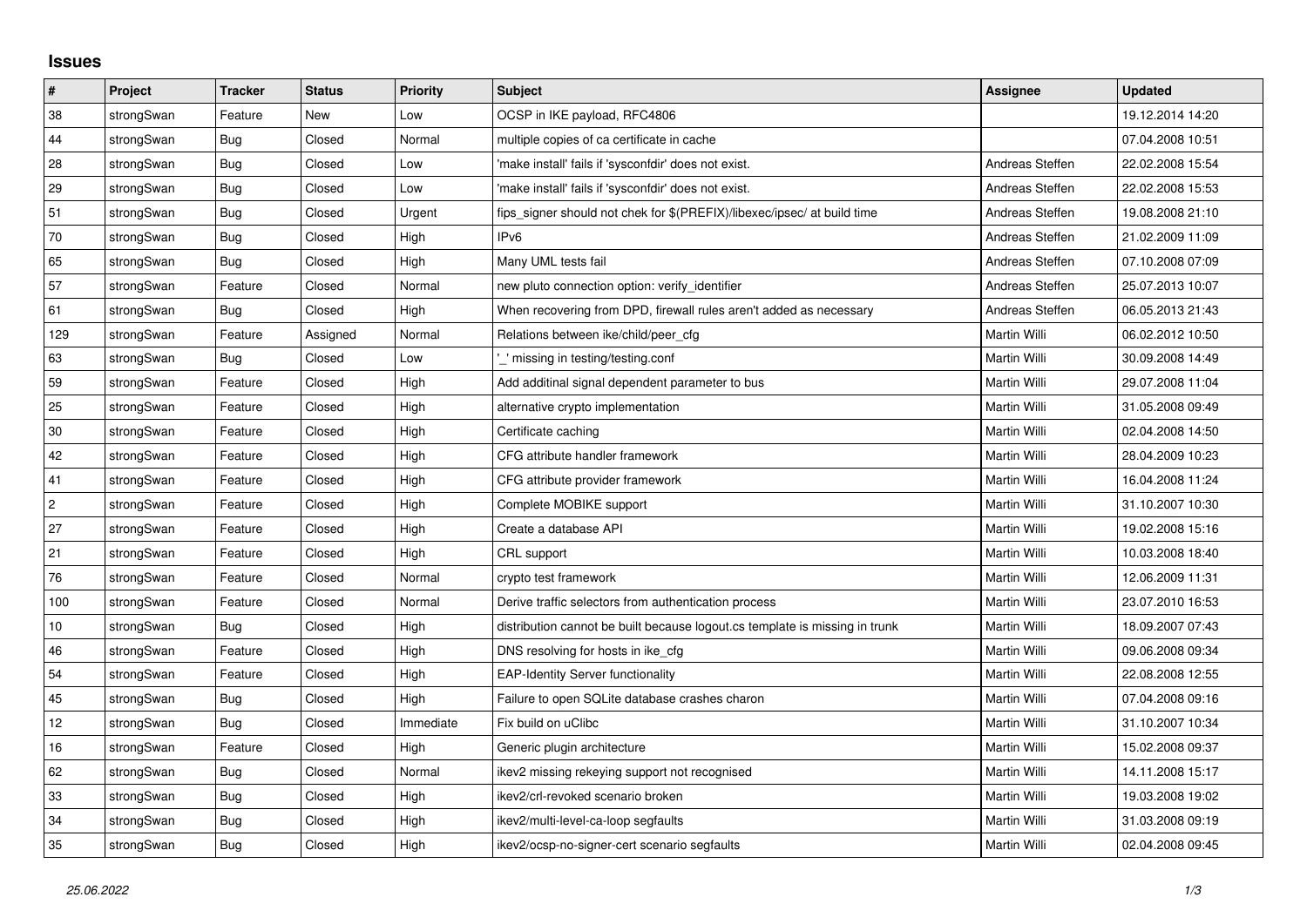## Issues

| # | Project | Tracker | Status | Priority | Subject | Assignee | Updated |
|---|---|---|---|---|---|---|---|
| 38 | strongSwan | Feature | New | Low | OCSP in IKE payload, RFC4806 | | 19.12.2014 14:20 |
| 44 | strongSwan | Bug | Closed | Normal | multiple copies of ca certificate in cache | | 07.04.2008 10:51 |
| 28 | strongSwan | Bug | Closed | Low | 'make install' fails if 'sysconfdir' does not exist. | Andreas Steffen | 22.02.2008 15:54 |
| 29 | strongSwan | Bug | Closed | Low | 'make install' fails if 'sysconfdir' does not exist. | Andreas Steffen | 22.02.2008 15:53 |
| 51 | strongSwan | Bug | Closed | Urgent | fips_signer should not chek for $(PREFIX)/libexec/ipsec/ at build time | Andreas Steffen | 19.08.2008 21:10 |
| 70 | strongSwan | Bug | Closed | High | IPv6 | Andreas Steffen | 21.02.2009 11:09 |
| 65 | strongSwan | Bug | Closed | High | Many UML tests fail | Andreas Steffen | 07.10.2008 07:09 |
| 57 | strongSwan | Feature | Closed | Normal | new pluto connection option: verify_identifier | Andreas Steffen | 25.07.2013 10:07 |
| 61 | strongSwan | Bug | Closed | High | When recovering from DPD, firewall rules aren't added as necessary | Andreas Steffen | 06.05.2013 21:43 |
| 129 | strongSwan | Feature | Assigned | Normal | Relations between ike/child/peer_cfg | Martin Willi | 06.02.2012 10:50 |
| 63 | strongSwan | Bug | Closed | Low | '_' missing in testing/testing.conf | Martin Willi | 30.09.2008 14:49 |
| 59 | strongSwan | Feature | Closed | High | Add additinal signal dependent parameter to bus | Martin Willi | 29.07.2008 11:04 |
| 25 | strongSwan | Feature | Closed | High | alternative crypto implementation | Martin Willi | 31.05.2008 09:49 |
| 30 | strongSwan | Feature | Closed | High | Certificate caching | Martin Willi | 02.04.2008 14:50 |
| 42 | strongSwan | Feature | Closed | High | CFG attribute handler framework | Martin Willi | 28.04.2009 10:23 |
| 41 | strongSwan | Feature | Closed | High | CFG attribute provider framework | Martin Willi | 16.04.2008 11:24 |
| 2 | strongSwan | Feature | Closed | High | Complete MOBIKE support | Martin Willi | 31.10.2007 10:30 |
| 27 | strongSwan | Feature | Closed | High | Create a database API | Martin Willi | 19.02.2008 15:16 |
| 21 | strongSwan | Feature | Closed | High | CRL support | Martin Willi | 10.03.2008 18:40 |
| 76 | strongSwan | Feature | Closed | Normal | crypto test framework | Martin Willi | 12.06.2009 11:31 |
| 100 | strongSwan | Feature | Closed | Normal | Derive traffic selectors from authentication process | Martin Willi | 23.07.2010 16:53 |
| 10 | strongSwan | Bug | Closed | High | distribution cannot be built because logout.cs template is missing in trunk | Martin Willi | 18.09.2007 07:43 |
| 46 | strongSwan | Feature | Closed | High | DNS resolving for hosts in ike_cfg | Martin Willi | 09.06.2008 09:34 |
| 54 | strongSwan | Feature | Closed | High | EAP-Identity Server functionality | Martin Willi | 22.08.2008 12:55 |
| 45 | strongSwan | Bug | Closed | High | Failure to open SQLite database crashes charon | Martin Willi | 07.04.2008 09:16 |
| 12 | strongSwan | Bug | Closed | Immediate | Fix build on uClibc | Martin Willi | 31.10.2007 10:34 |
| 16 | strongSwan | Feature | Closed | High | Generic plugin architecture | Martin Willi | 15.02.2008 09:37 |
| 62 | strongSwan | Bug | Closed | Normal | ikev2 missing rekeying support not recognised | Martin Willi | 14.11.2008 15:17 |
| 33 | strongSwan | Bug | Closed | High | ikev2/crl-revoked scenario broken | Martin Willi | 19.03.2008 19:02 |
| 34 | strongSwan | Bug | Closed | High | ikev2/multi-level-ca-loop segfaults | Martin Willi | 31.03.2008 09:19 |
| 35 | strongSwan | Bug | Closed | High | ikev2/ocsp-no-signer-cert scenario segfaults | Martin Willi | 02.04.2008 09:45 |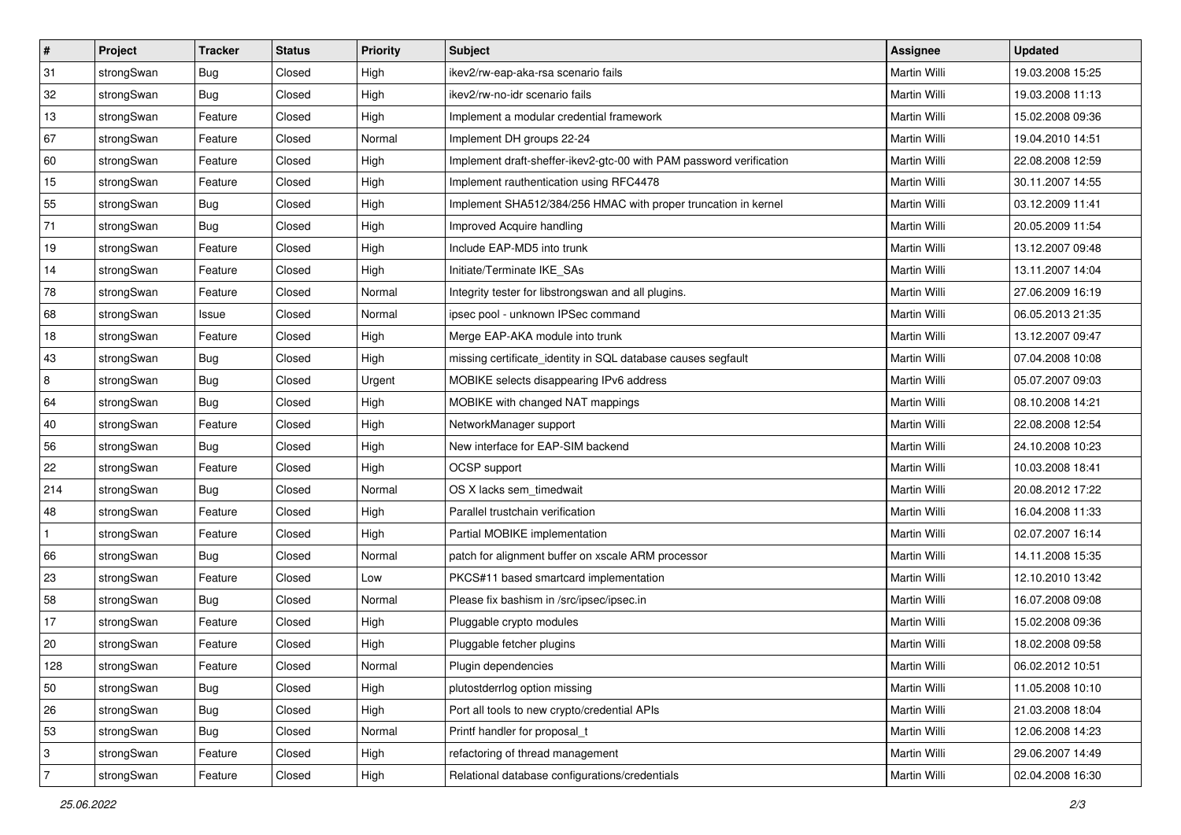| # | Project | Tracker | Status | Priority | Subject | Assignee | Updated |
|---|---|---|---|---|---|---|---|
| 31 | strongSwan | Bug | Closed | High | ikev2/rw-eap-aka-rsa scenario fails | Martin Willi | 19.03.2008 15:25 |
| 32 | strongSwan | Bug | Closed | High | ikev2/rw-no-idr scenario fails | Martin Willi | 19.03.2008 11:13 |
| 13 | strongSwan | Feature | Closed | High | Implement a modular credential framework | Martin Willi | 15.02.2008 09:36 |
| 67 | strongSwan | Feature | Closed | Normal | Implement DH groups 22-24 | Martin Willi | 19.04.2010 14:51 |
| 60 | strongSwan | Feature | Closed | High | Implement draft-sheffer-ikev2-gtc-00 with PAM password verification | Martin Willi | 22.08.2008 12:59 |
| 15 | strongSwan | Feature | Closed | High | Implement rauthentication using RFC4478 | Martin Willi | 30.11.2007 14:55 |
| 55 | strongSwan | Bug | Closed | High | Implement SHA512/384/256 HMAC with proper truncation in kernel | Martin Willi | 03.12.2009 11:41 |
| 71 | strongSwan | Bug | Closed | High | Improved Acquire handling | Martin Willi | 20.05.2009 11:54 |
| 19 | strongSwan | Feature | Closed | High | Include EAP-MD5 into trunk | Martin Willi | 13.12.2007 09:48 |
| 14 | strongSwan | Feature | Closed | High | Initiate/Terminate IKE_SAs | Martin Willi | 13.11.2007 14:04 |
| 78 | strongSwan | Feature | Closed | Normal | Integrity tester for libstrongswan and all plugins. | Martin Willi | 27.06.2009 16:19 |
| 68 | strongSwan | Issue | Closed | Normal | ipsec pool - unknown IPSec command | Martin Willi | 06.05.2013 21:35 |
| 18 | strongSwan | Feature | Closed | High | Merge EAP-AKA module into trunk | Martin Willi | 13.12.2007 09:47 |
| 43 | strongSwan | Bug | Closed | High | missing certificate_identity in SQL database causes segfault | Martin Willi | 07.04.2008 10:08 |
| 8 | strongSwan | Bug | Closed | Urgent | MOBIKE selects disappearing IPv6 address | Martin Willi | 05.07.2007 09:03 |
| 64 | strongSwan | Bug | Closed | High | MOBIKE with changed NAT mappings | Martin Willi | 08.10.2008 14:21 |
| 40 | strongSwan | Feature | Closed | High | NetworkManager support | Martin Willi | 22.08.2008 12:54 |
| 56 | strongSwan | Bug | Closed | High | New interface for EAP-SIM backend | Martin Willi | 24.10.2008 10:23 |
| 22 | strongSwan | Feature | Closed | High | OCSP support | Martin Willi | 10.03.2008 18:41 |
| 214 | strongSwan | Bug | Closed | Normal | OS X lacks sem_timedwait | Martin Willi | 20.08.2012 17:22 |
| 48 | strongSwan | Feature | Closed | High | Parallel trustchain verification | Martin Willi | 16.04.2008 11:33 |
| 1 | strongSwan | Feature | Closed | High | Partial MOBIKE implementation | Martin Willi | 02.07.2007 16:14 |
| 66 | strongSwan | Bug | Closed | Normal | patch for alignment buffer on xscale ARM processor | Martin Willi | 14.11.2008 15:35 |
| 23 | strongSwan | Feature | Closed | Low | PKCS#11 based smartcard implementation | Martin Willi | 12.10.2010 13:42 |
| 58 | strongSwan | Bug | Closed | Normal | Please fix bashism in /src/ipsec/ipsec.in | Martin Willi | 16.07.2008 09:08 |
| 17 | strongSwan | Feature | Closed | High | Pluggable crypto modules | Martin Willi | 15.02.2008 09:36 |
| 20 | strongSwan | Feature | Closed | High | Pluggable fetcher plugins | Martin Willi | 18.02.2008 09:58 |
| 128 | strongSwan | Feature | Closed | Normal | Plugin dependencies | Martin Willi | 06.02.2012 10:51 |
| 50 | strongSwan | Bug | Closed | High | plutostderrlog option missing | Martin Willi | 11.05.2008 10:10 |
| 26 | strongSwan | Bug | Closed | High | Port all tools to new crypto/credential APIs | Martin Willi | 21.03.2008 18:04 |
| 53 | strongSwan | Bug | Closed | Normal | Printf handler for proposal_t | Martin Willi | 12.06.2008 14:23 |
| 3 | strongSwan | Feature | Closed | High | refactoring of thread management | Martin Willi | 29.06.2007 14:49 |
| 7 | strongSwan | Feature | Closed | High | Relational database configurations/credentials | Martin Willi | 02.04.2008 16:30 |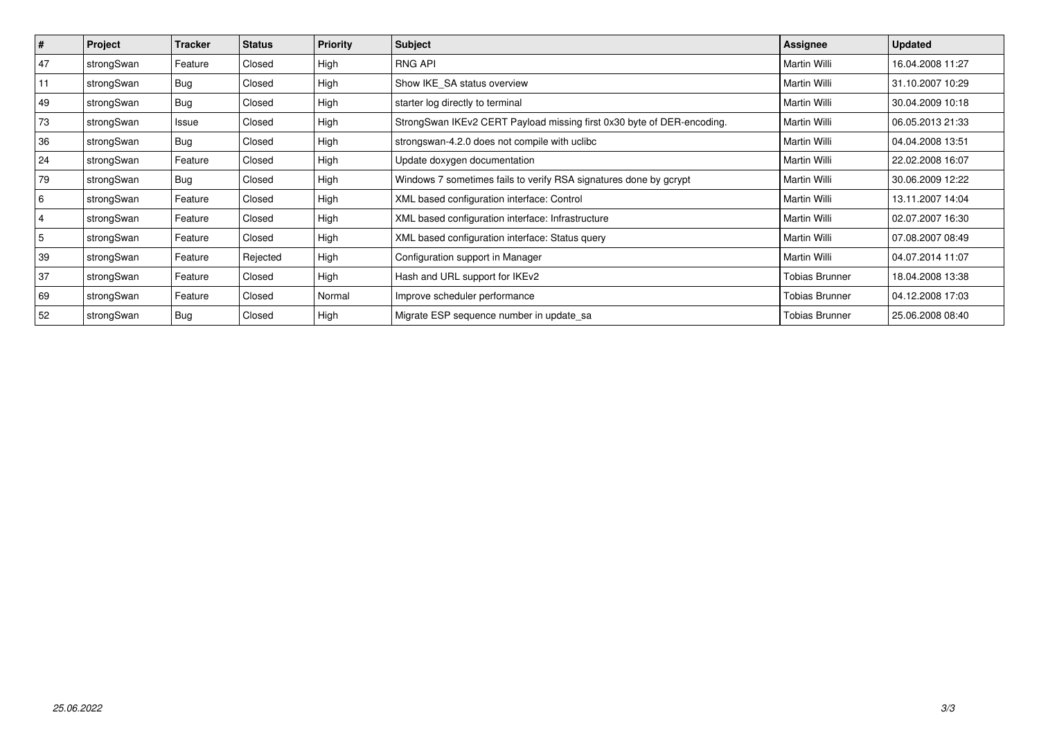| # | Project | Tracker | Status | Priority | Subject | Assignee | Updated |
|---|---|---|---|---|---|---|---|
| 47 | strongSwan | Feature | Closed | High | RNG API | Martin Willi | 16.04.2008 11:27 |
| 11 | strongSwan | Bug | Closed | High | Show IKE_SA status overview | Martin Willi | 31.10.2007 10:29 |
| 49 | strongSwan | Bug | Closed | High | starter log directly to terminal | Martin Willi | 30.04.2009 10:18 |
| 73 | strongSwan | Issue | Closed | High | StrongSwan IKEv2 CERT Payload missing first 0x30 byte of DER-encoding. | Martin Willi | 06.05.2013 21:33 |
| 36 | strongSwan | Bug | Closed | High | strongswan-4.2.0 does not compile with uclibc | Martin Willi | 04.04.2008 13:51 |
| 24 | strongSwan | Feature | Closed | High | Update doxygen documentation | Martin Willi | 22.02.2008 16:07 |
| 79 | strongSwan | Bug | Closed | High | Windows 7 sometimes fails to verify RSA signatures done by gcrypt | Martin Willi | 30.06.2009 12:22 |
| 6 | strongSwan | Feature | Closed | High | XML based configuration interface: Control | Martin Willi | 13.11.2007 14:04 |
| 4 | strongSwan | Feature | Closed | High | XML based configuration interface: Infrastructure | Martin Willi | 02.07.2007 16:30 |
| 5 | strongSwan | Feature | Closed | High | XML based configuration interface: Status query | Martin Willi | 07.08.2007 08:49 |
| 39 | strongSwan | Feature | Rejected | High | Configuration support in Manager | Martin Willi | 04.07.2014 11:07 |
| 37 | strongSwan | Feature | Closed | High | Hash and URL support for IKEv2 | Tobias Brunner | 18.04.2008 13:38 |
| 69 | strongSwan | Feature | Closed | Normal | Improve scheduler performance | Tobias Brunner | 04.12.2008 17:03 |
| 52 | strongSwan | Bug | Closed | High | Migrate ESP sequence number in update_sa | Tobias Brunner | 25.06.2008 08:40 |

*25.06.2022*